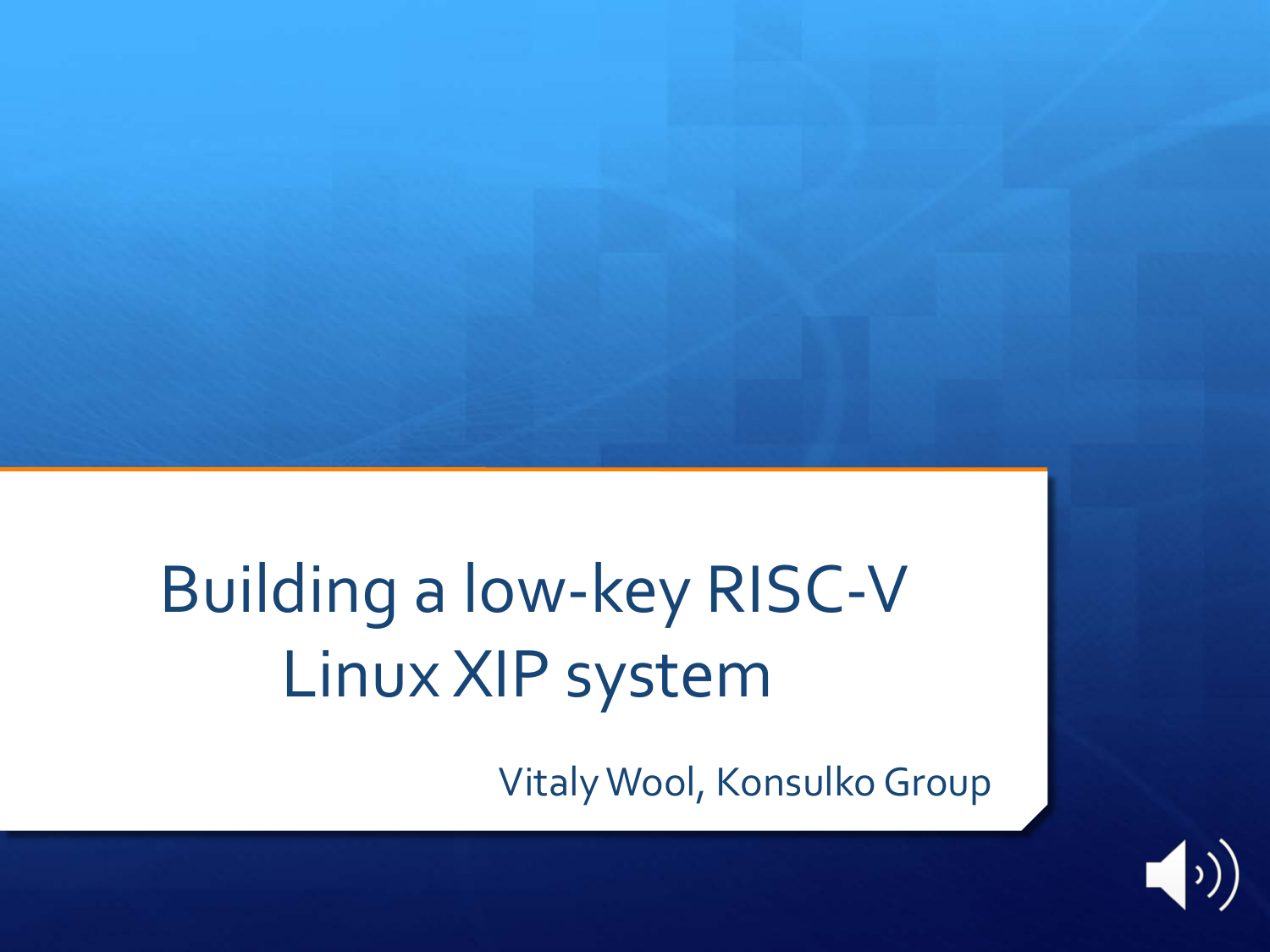# Building a low-key RISC-V Linux XIP system

Vitaly Wool, Konsulko Group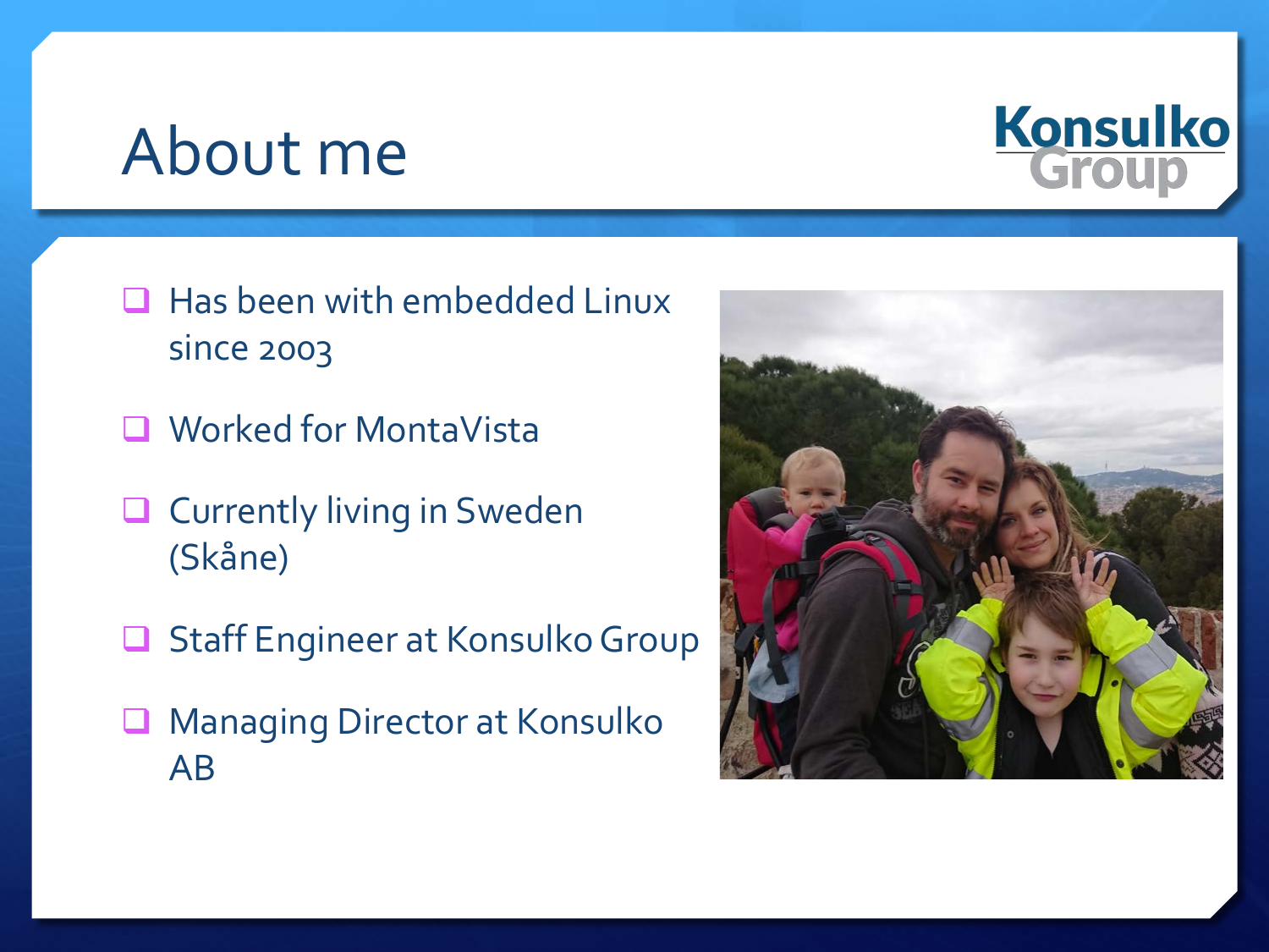# About me

- Has been with embedded Linux since 2003
- Worked for MontaVista
- Currently living in Sweden (Skåne)
- Staff Engineer at Konsulko Group
- Managing Director at Konsulko AB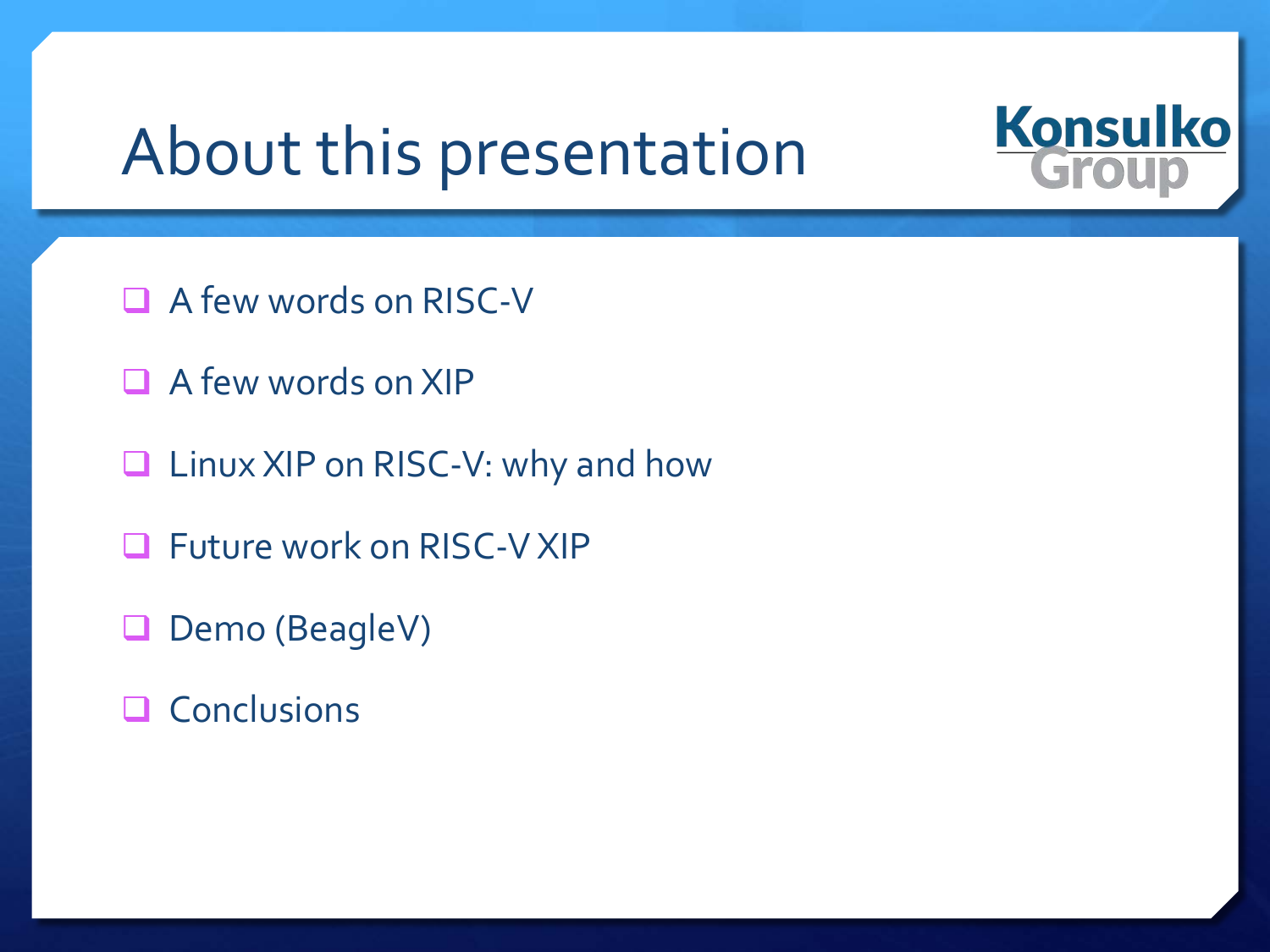# About this presentation

- A few words on RISC-V
- A few words on XIP
- Linux XIP on RISC-V: why and how
- Future work on RISC-V XIP
- Demo (BeagleV)
- Conclusions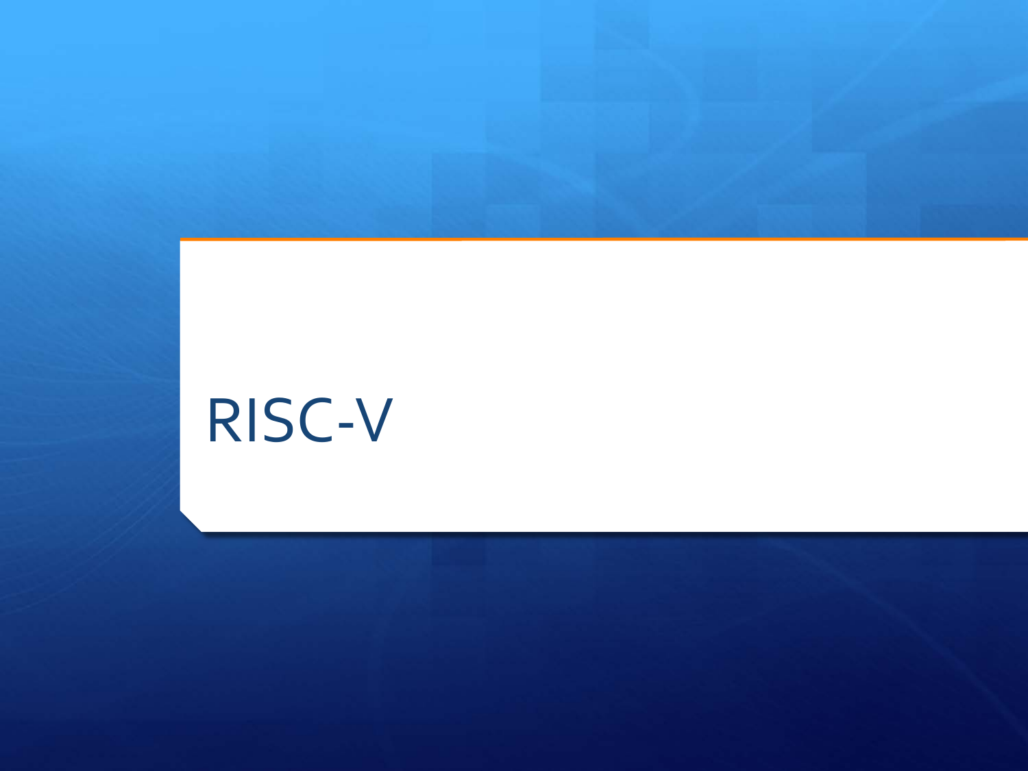# RISC-V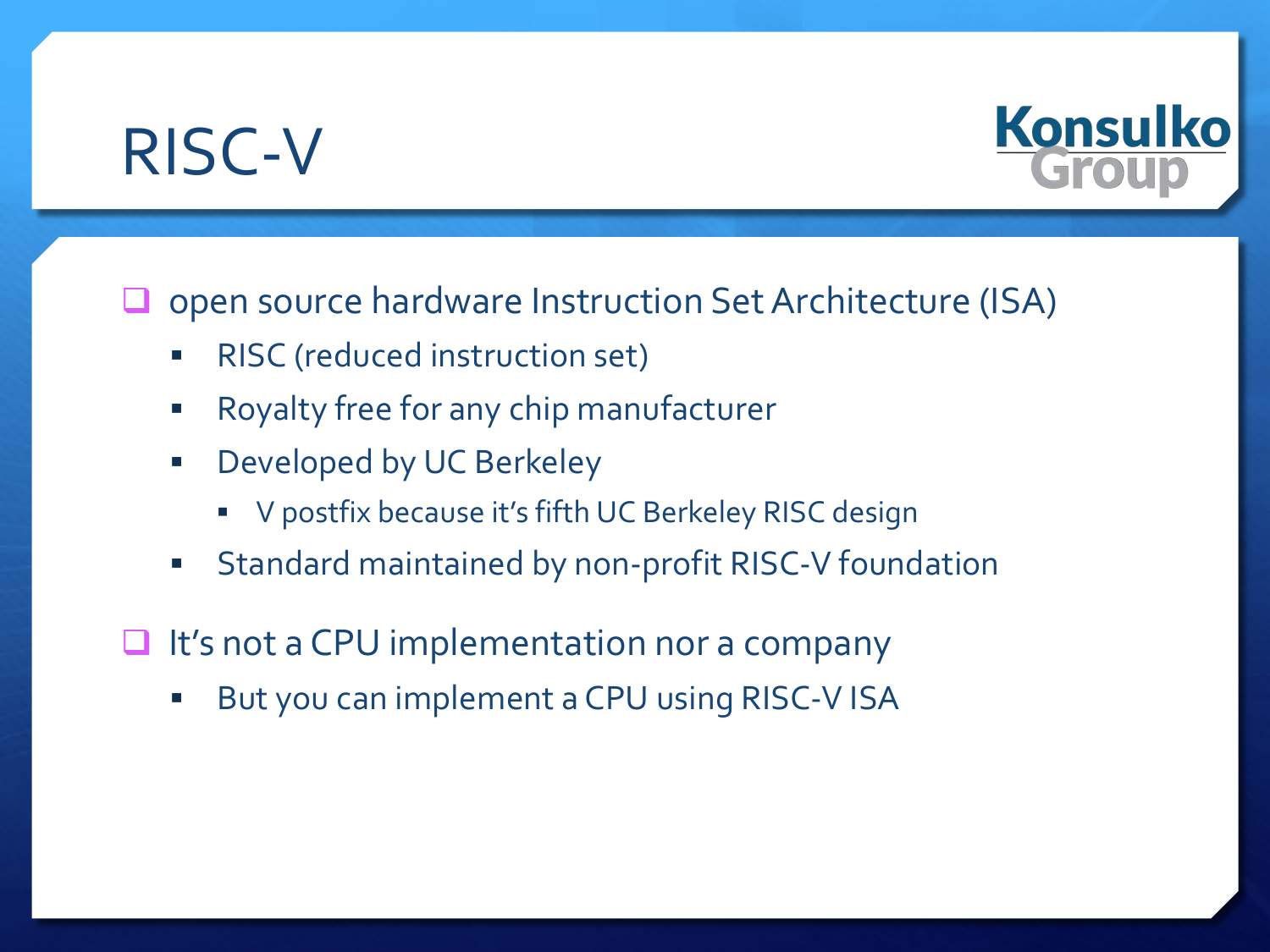# RISC-V

- open source hardware Instruction Set Architecture (ISA)
  - RISC (reduced instruction set)
  - Royalty free for any chip manufacturer
  - Developed by UC Berkeley
    - V postfix because it's fifth UC Berkeley RISC design
  - Standard maintained by non-profit RISC-V foundation
- It's not a CPU implementation nor a company
  - But you can implement a CPU using RISC-V ISA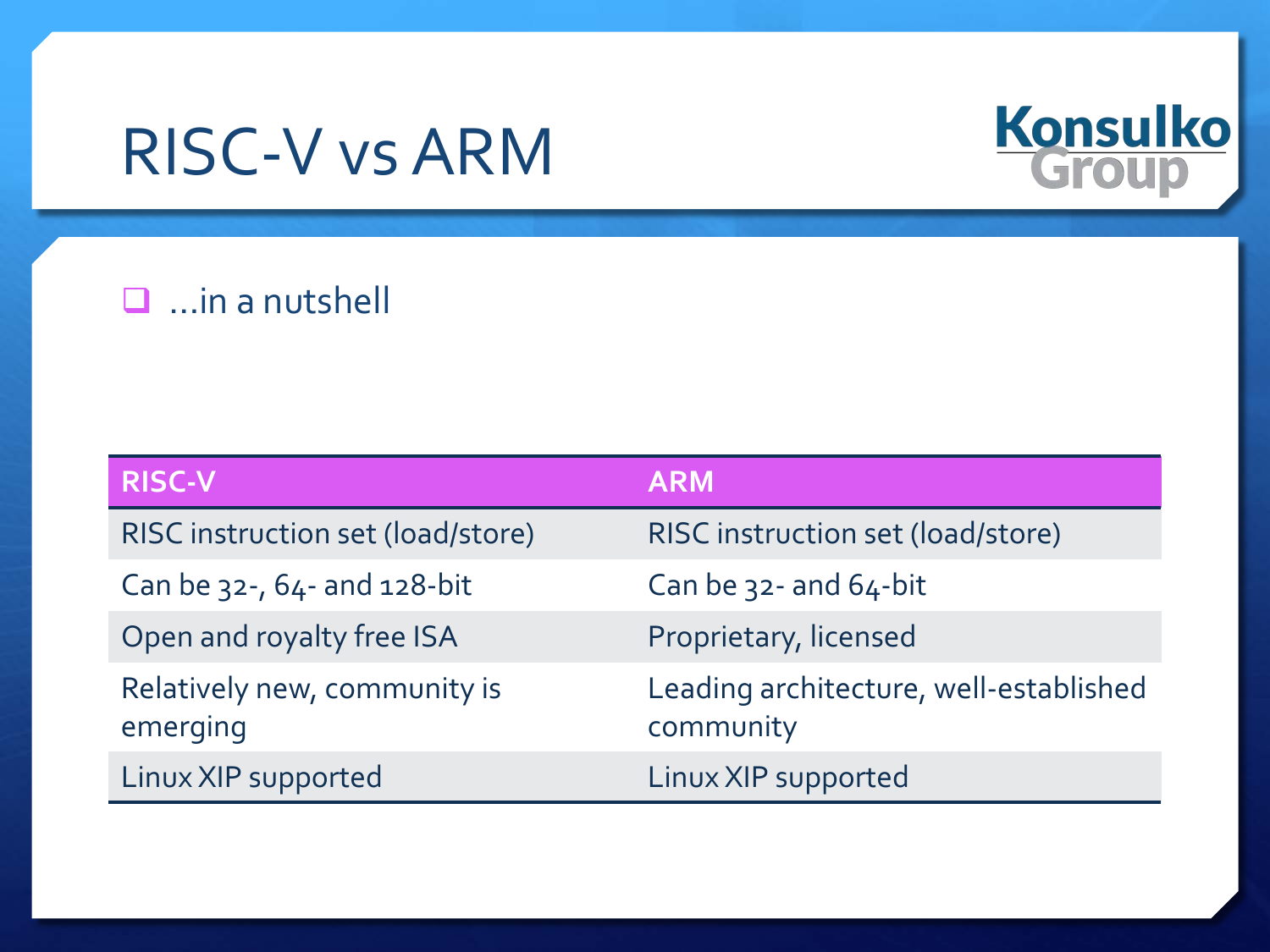# RISC-V vs ARM

- …in a nutshell

| RISC-V | ARM |
|---|---|
| RISC instruction set (load/store) | RISC instruction set (load/store) |
| Can be 32-, 64- and 128-bit | Can be 32- and 64-bit |
| Open and royalty free ISA | Proprietary, licensed |
| Relatively new, community is emerging | Leading architecture, well-established community |
| Linux XIP supported | Linux XIP supported |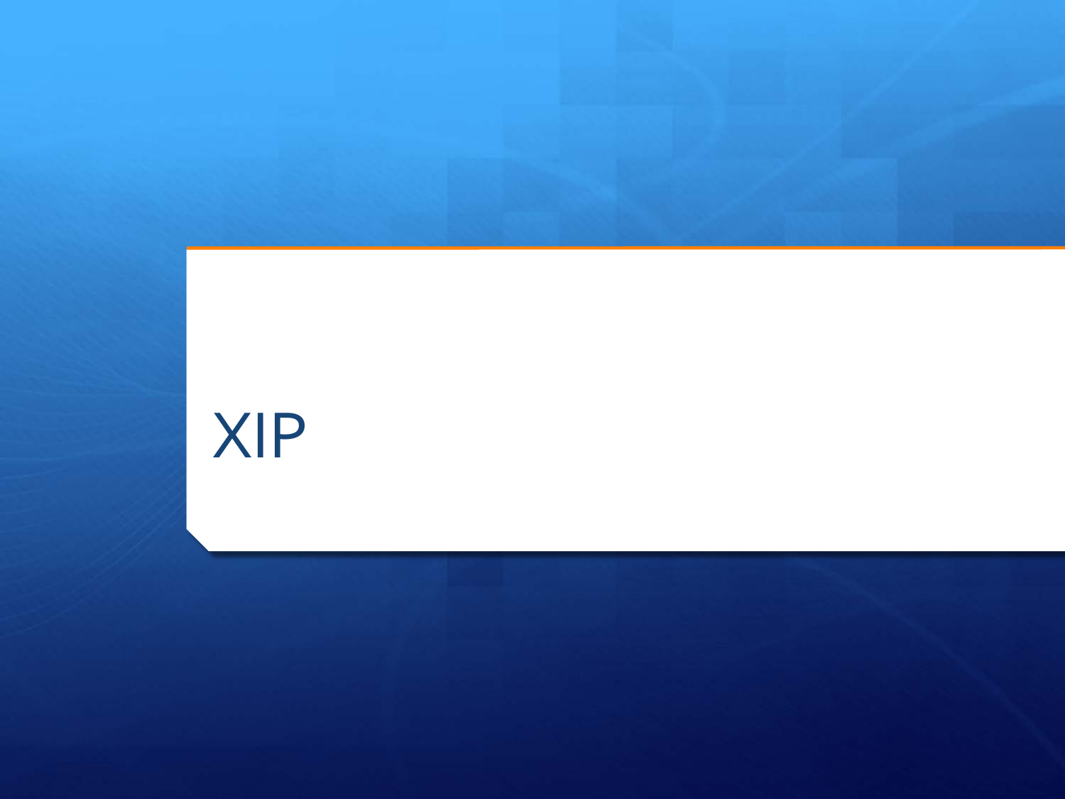# XIP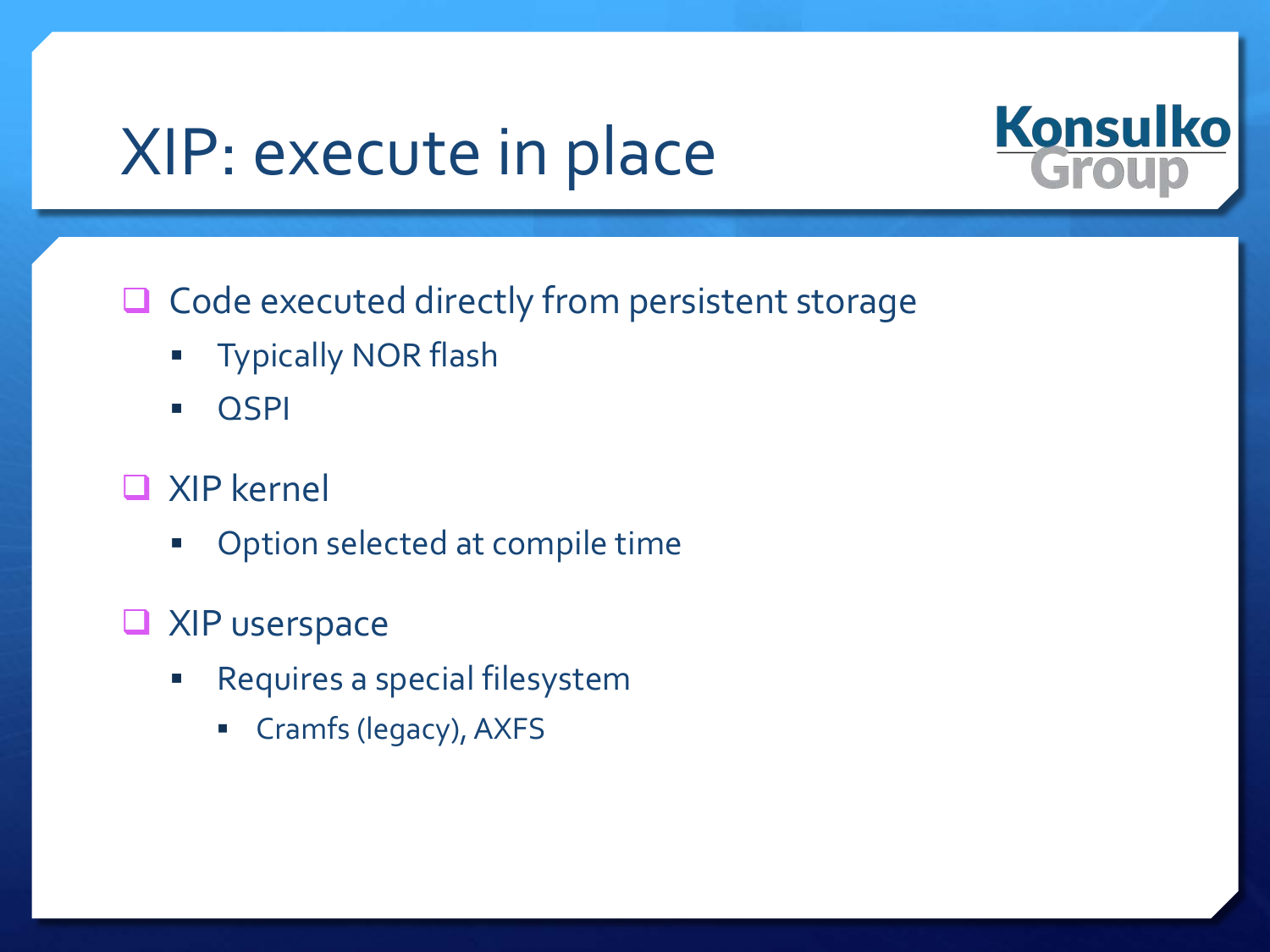# XIP: execute in place

- Code executed directly from persistent storage
  - Typically NOR flash
  - QSPI
- XIP kernel
  - Option selected at compile time
- XIP userspace
  - Requires a special filesystem
    - Cramfs (legacy), AXFS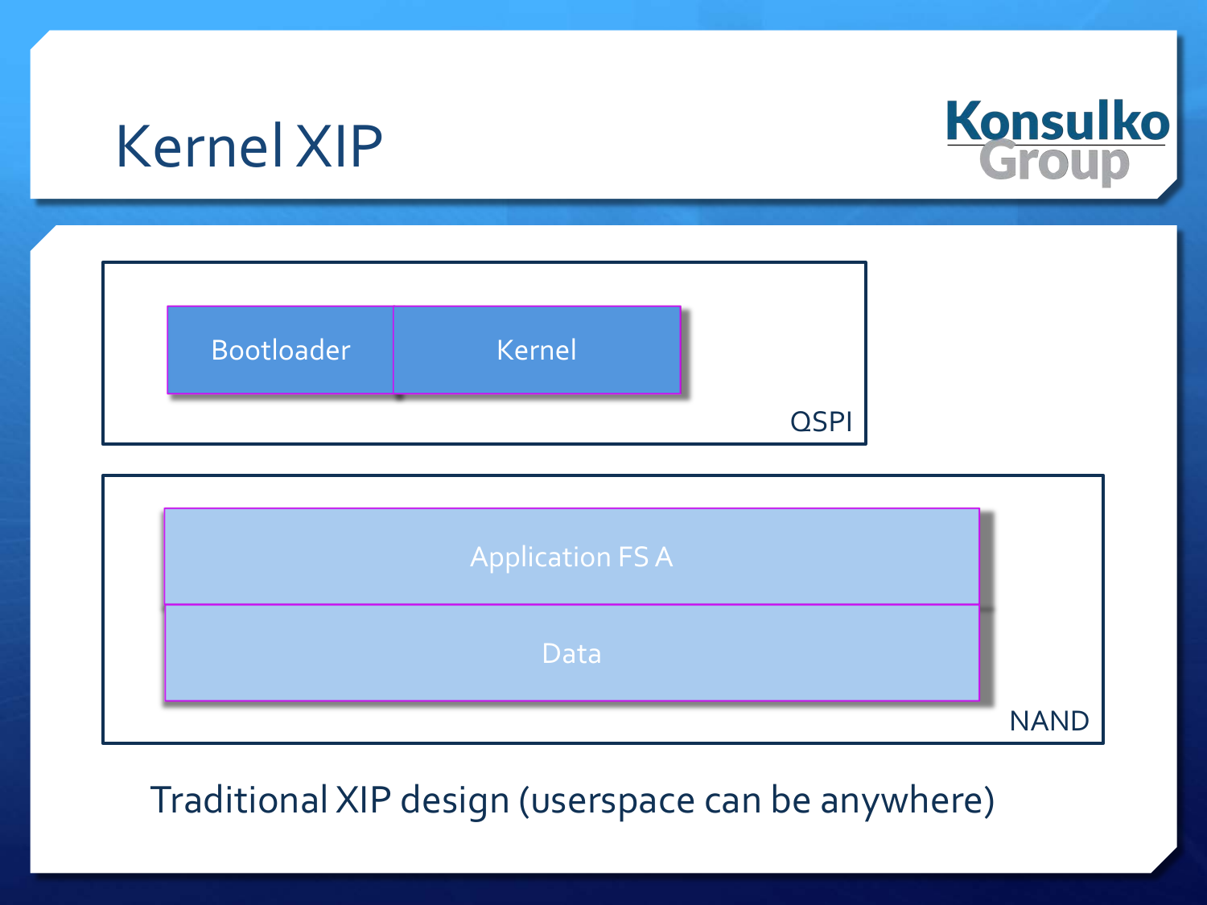# Kernel XIP

Bootloader | Kernel

QSPI

Application FS A

Data

NAND

Traditional XIP design (userspace can be anywhere)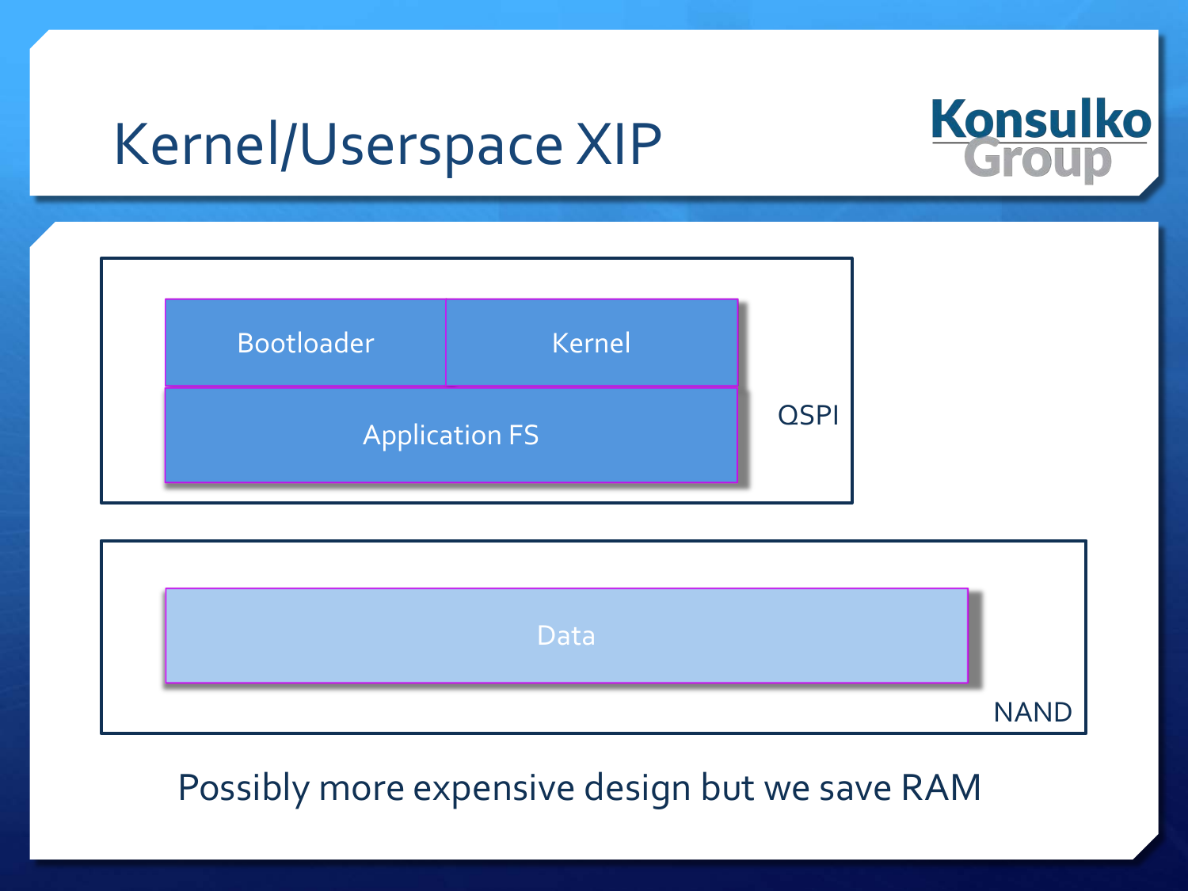# Kernel/Userspace XIP

Bootloader | Kernel

Application FS

QSPI

Data

NAND

Possibly more expensive design but we save RAM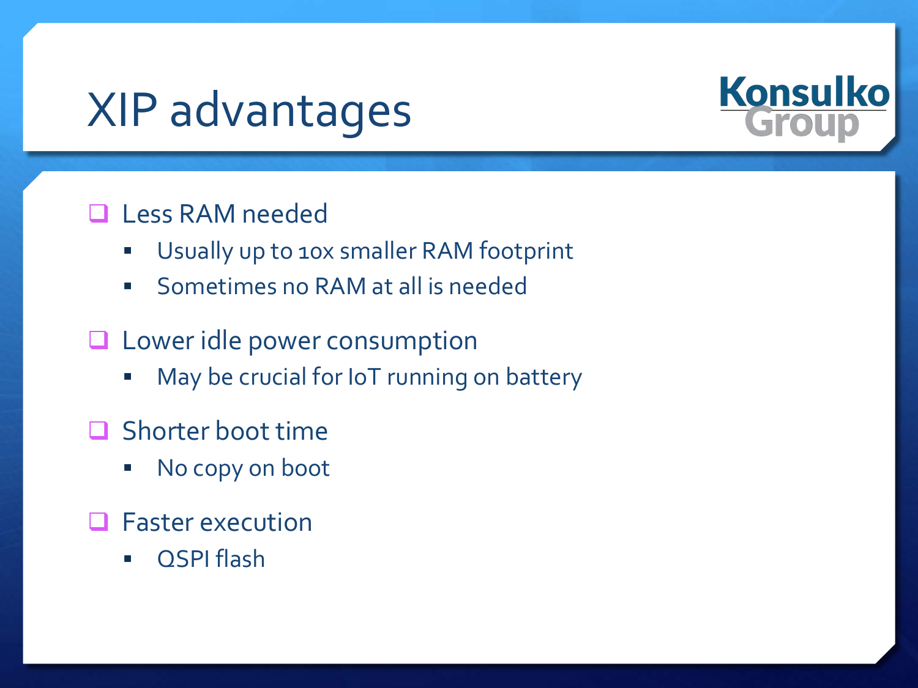# XIP advantages

Konsulko Group

- Less RAM needed
  - Usually up to 10x smaller RAM footprint
  - Sometimes no RAM at all is needed
- Lower idle power consumption
  - May be crucial for IoT running on battery
- Shorter boot time
  - No copy on boot
- Faster execution
  - QSPI flash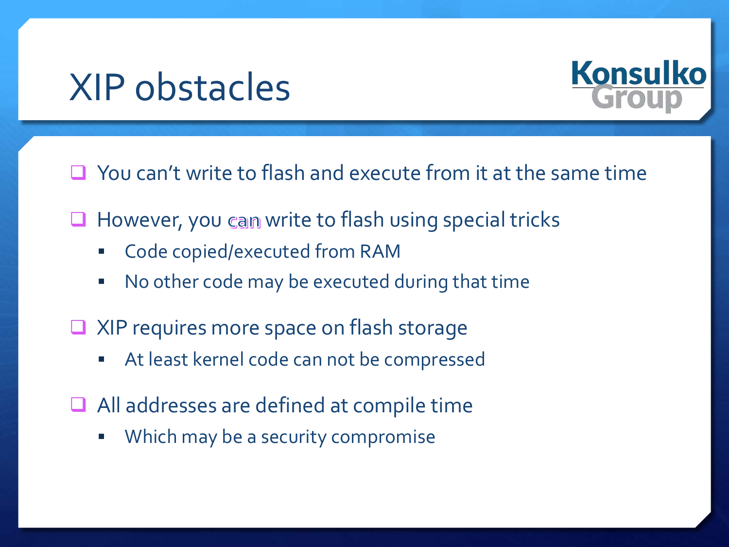# XIP obstacles

- You can't write to flash and execute from it at the same time
- However, you *can* write to flash using special tricks
  - Code copied/executed from RAM
  - No other code may be executed during that time
- XIP requires more space on flash storage
  - At least kernel code can not be compressed
- All addresses are defined at compile time
  - Which may be a security compromise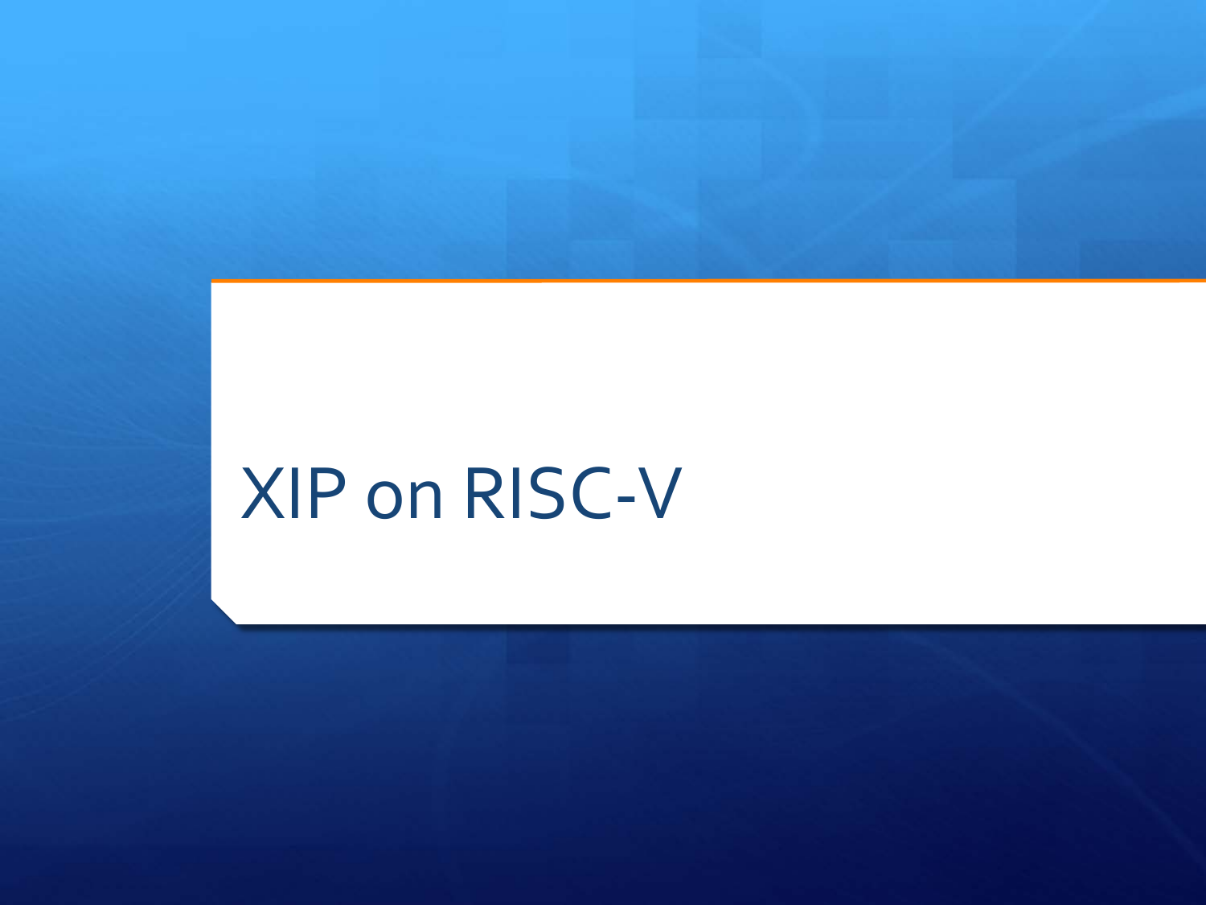# XIP on RISC-V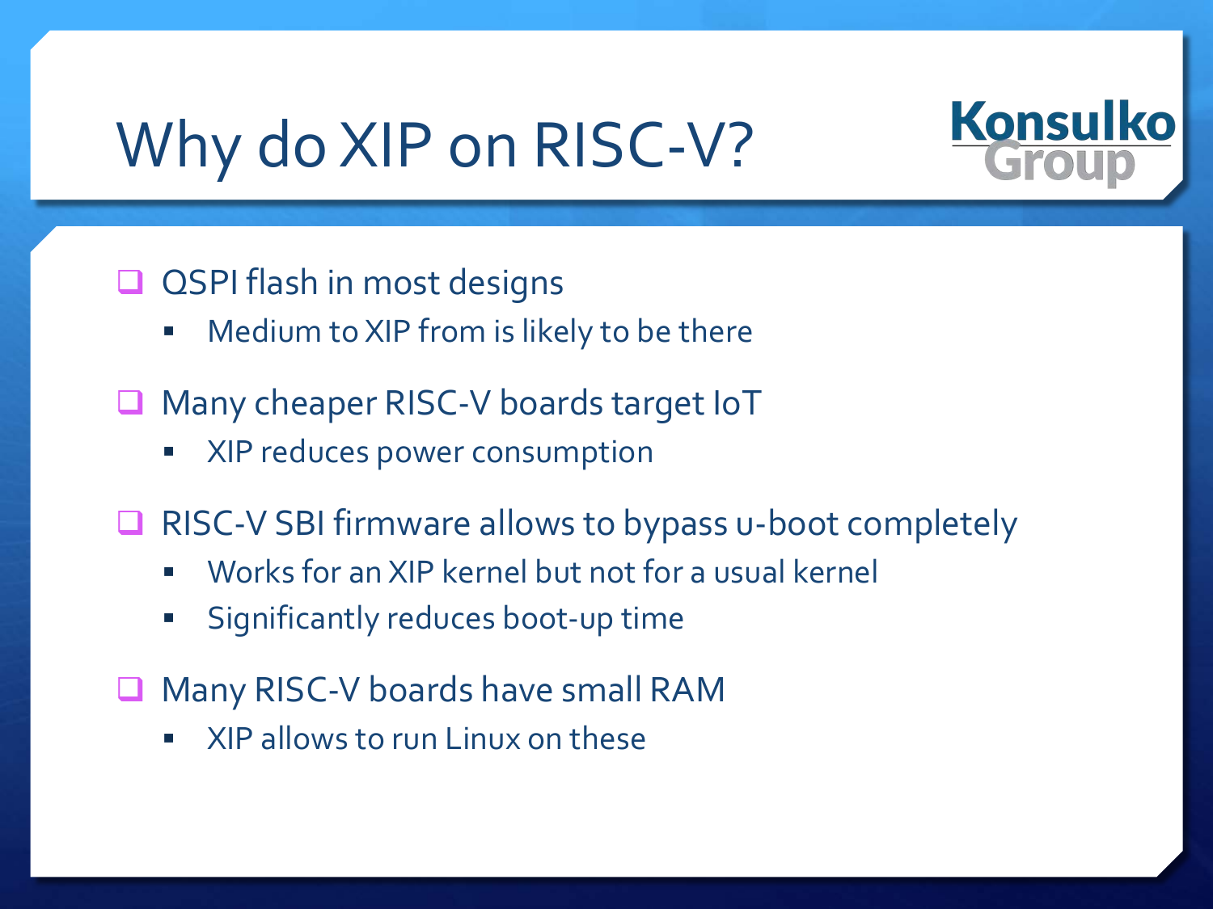# Why do XIP on RISC-V?

- QSPI flash in most designs
  - Medium to XIP from is likely to be there
- Many cheaper RISC-V boards target IoT
  - XIP reduces power consumption
- RISC-V SBI firmware allows to bypass u-boot completely
  - Works for an XIP kernel but not for a usual kernel
  - Significantly reduces boot-up time
- Many RISC-V boards have small RAM
  - XIP allows to run Linux on these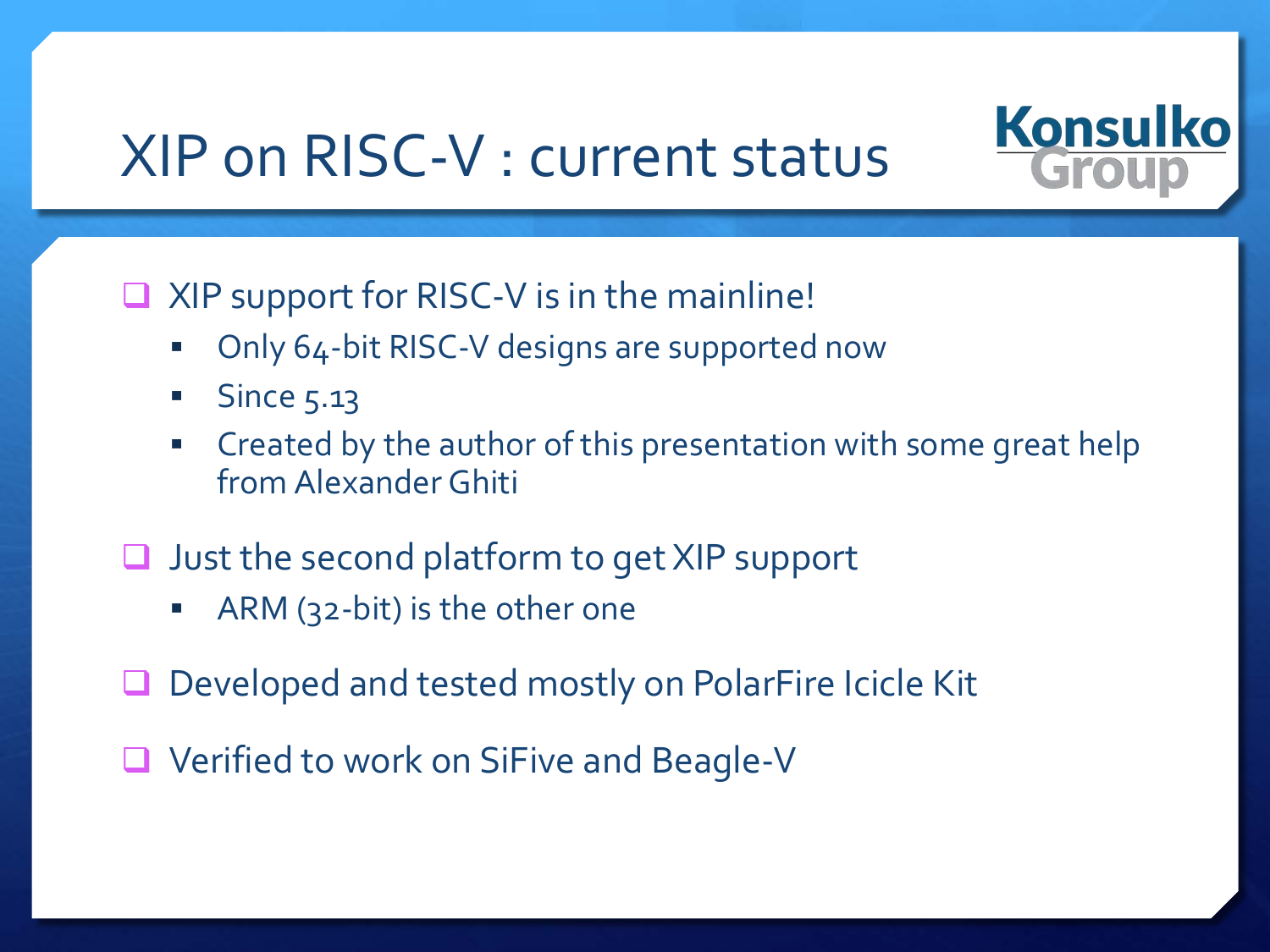# XIP on RISC-V : current status

Konsulko Group

- XIP support for RISC-V is in the mainline!
  - Only 64-bit RISC-V designs are supported now
  - Since 5.13
  - Created by the author of this presentation with some great help from Alexander Ghiti
- Just the second platform to get XIP support
  - ARM (32-bit) is the other one
- Developed and tested mostly on PolarFire Icicle Kit
- Verified to work on SiFive and Beagle-V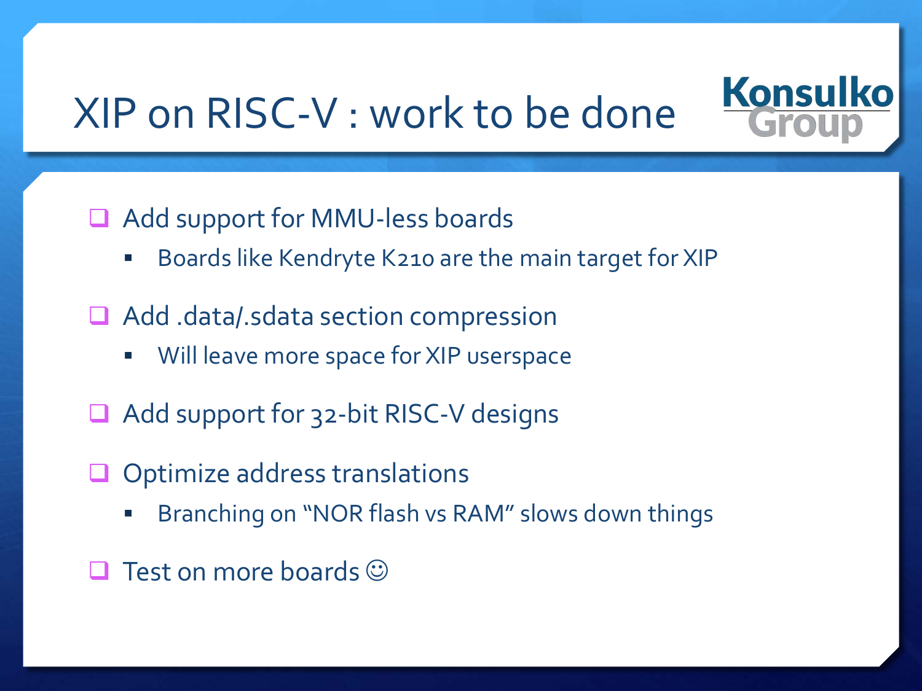# XIP on RISC-V : work to be done

Konsulko Group

- Add support for MMU-less boards
  - Boards like Kendryte K210 are the main target for XIP
- Add .data/.sdata section compression
  - Will leave more space for XIP userspace
- Add support for 32-bit RISC-V designs
- Optimize address translations
  - Branching on “NOR flash vs RAM” slows down things
- Test on more boards ☺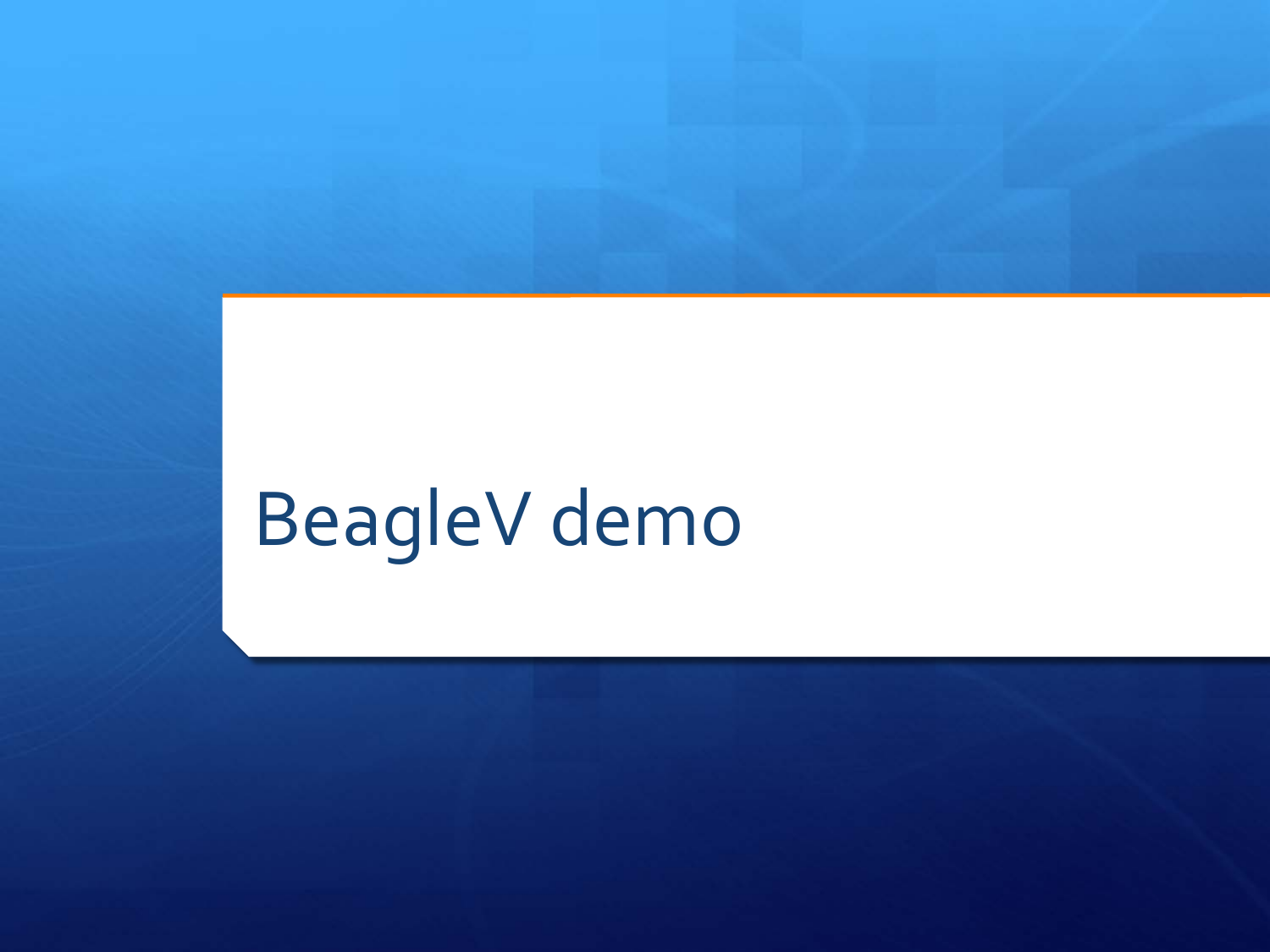# BeagleV demo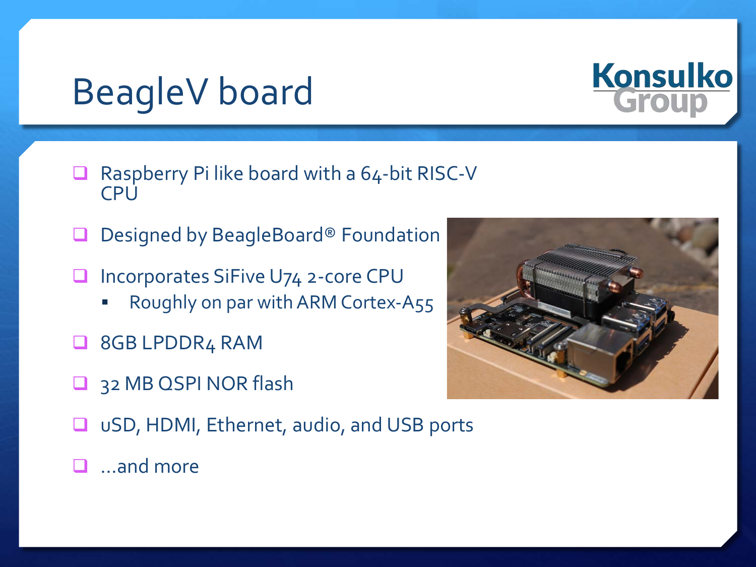# BeagleV board

- Raspberry Pi like board with a 64-bit RISC-V CPU
- Designed by BeagleBoard® Foundation
- Incorporates SiFive U74 2-core CPU
  - Roughly on par with ARM Cortex-A55
- 8GB LPDDR4 RAM
- 32 MB QSPI NOR flash
- uSD, HDMI, Ethernet, audio, and USB ports
- ...and more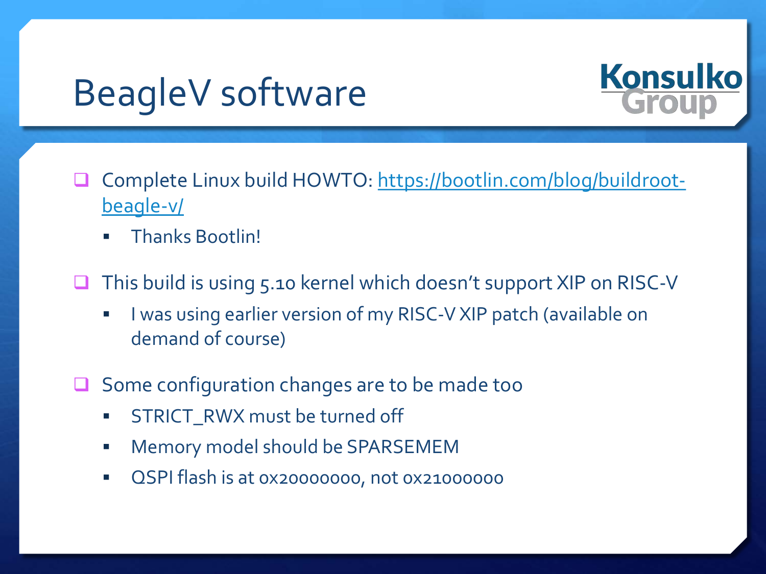# BeagleV software

Konsulko Group

- Complete Linux build HOWTO: [https://bootlin.com/blog/buildroot-beagle-v/](https://bootlin.com/blog/buildroot-beagle-v/)
  - Thanks Bootlin!
- This build is using 5.10 kernel which doesn't support XIP on RISC-V
  - I was using earlier version of my RISC-V XIP patch (available on demand of course)
- Some configuration changes are to be made too
  - STRICT_RWX must be turned off
  - Memory model should be SPARSEMEM
  - QSPI flash is at 0x20000000, not 0x21000000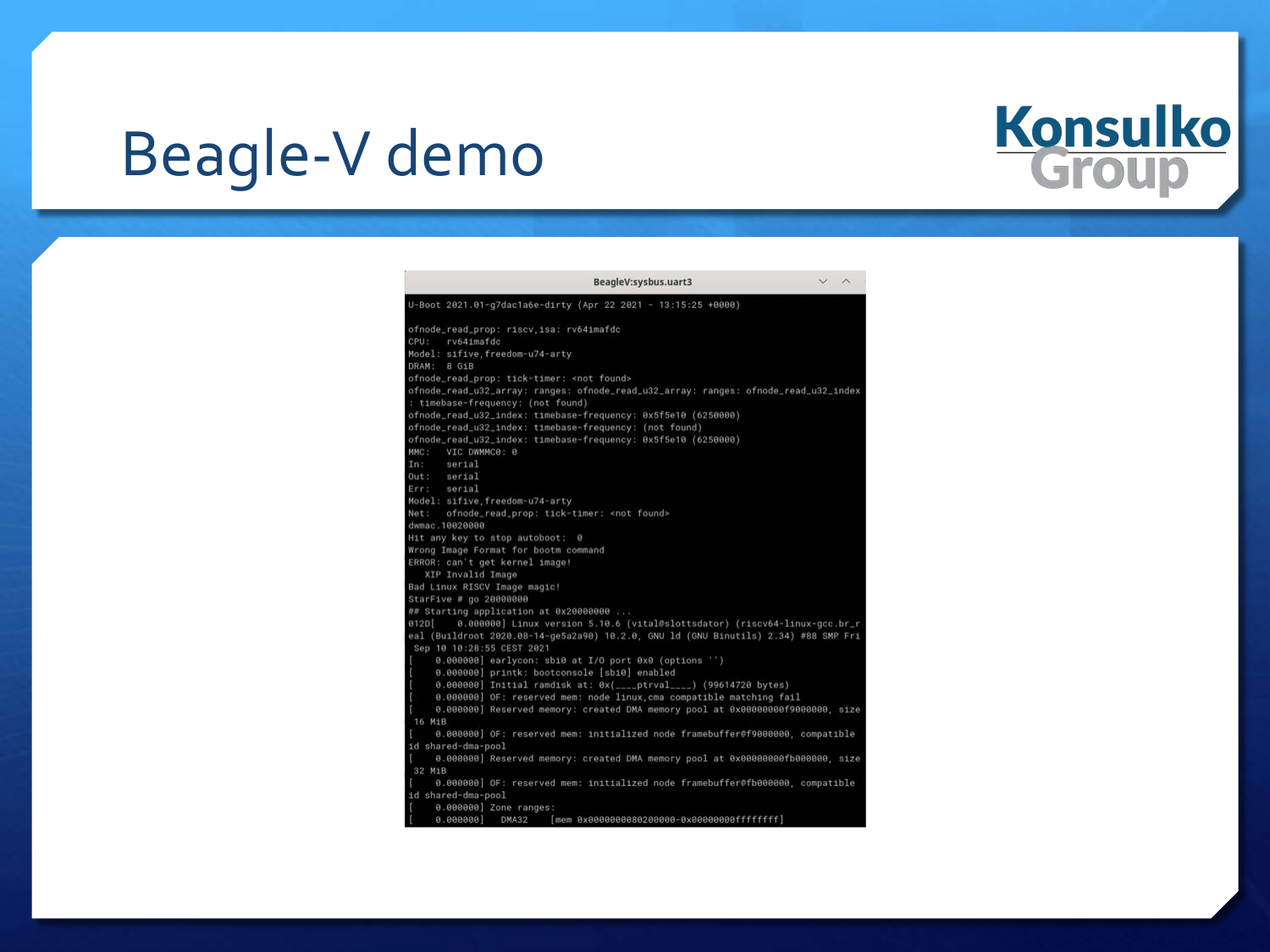# Beagle-V demo

BeagleV:sysbus.uart3

```
U-Boot 2021.01-g7dac1a6e-dirty (Apr 22 2021 - 13:15:25 +0000)

ofnode_read_prop: riscv,isa: rv64imafdc
CPU:   rv64imafdc
Model: sifive,freedom-u74-arty
DRAM:  8 GiB
ofnode_read_prop: tick-timer: <not found>
ofnode_read_u32_array: ranges: ofnode_read_u32_array: ranges: ofnode_read_u32_index
: timebase-frequency: (not found)
ofnode_read_u32_index: timebase-frequency: 0x5f5e10 (6250000)
ofnode_read_u32_index: timebase-frequency: (not found)
ofnode_read_u32_index: timebase-frequency: 0x5f5e10 (6250000)
MMC:   VIC DWMMC0: 0
In:    serial
Out:   serial
Err:   serial
Model: sifive,freedom-u74-arty
Net:   ofnode_read_prop: tick-timer: <not found>
dwmac.10020000
Hit any key to stop autoboot:  0
Wrong Image Format for bootm command
ERROR: can't get kernel image!
   XIP Invalid Image
Bad Linux RISCV Image magic!
StarFive # go 20000000
## Starting application at 0x20000000 ...
012D[    0.000000] Linux version 5.10.6 (vital@slottsdator) (riscv64-linux-gcc.br_r
eal (Buildroot 2020.08-14-ge5a2a90) 10.2.0, GNU ld (GNU Binutils) 2.34) #88 SMP Fri
 Sep 10 10:28:55 CEST 2021
[    0.000000] earlycon: sbi0 at I/O port 0x0 (options '')
[    0.000000] printk: bootconsole [sbi0] enabled
[    0.000000] Initial ramdisk at: 0x(____ptrval____) (99614720 bytes)
[    0.000000] OF: reserved mem: node linux,cma compatible matching fail
[    0.000000] Reserved memory: created DMA memory pool at 0x00000000f9000000, size
 16 MiB
[    0.000000] OF: reserved mem: initialized node framebuffer@f9000000, compatible
id shared-dma-pool
[    0.000000] Reserved memory: created DMA memory pool at 0x00000000fb000000, size
 32 MiB
[    0.000000] OF: reserved mem: initialized node framebuffer@fb000000, compatible
id shared-dma-pool
[    0.000000] Zone ranges:
[    0.000000]   DMA32    [mem 0x0000000080200000-0x00000000ffffffff]
```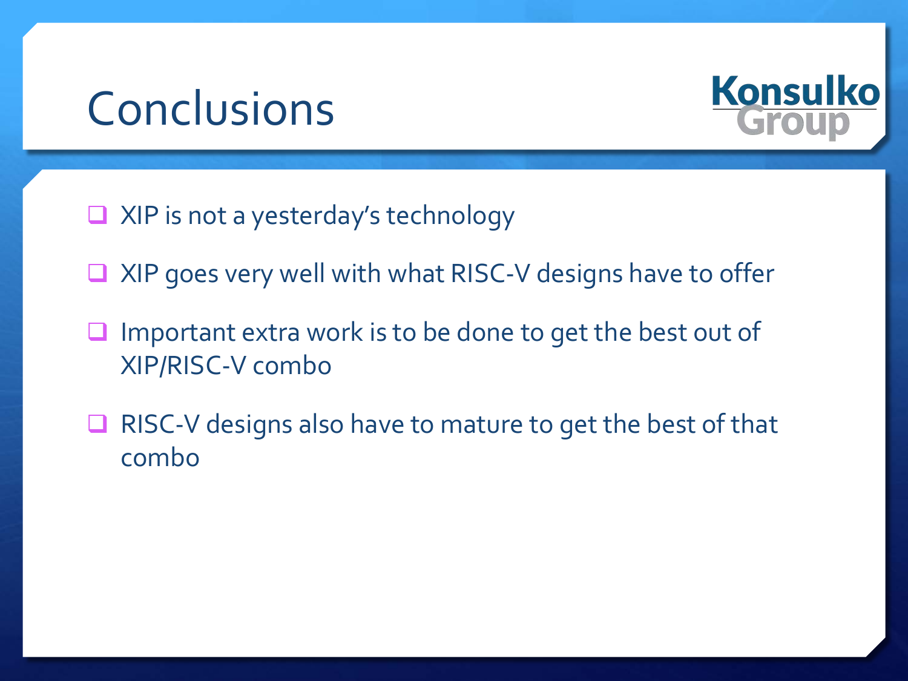# Conclusions

- XIP is not a yesterday's technology
- XIP goes very well with what RISC-V designs have to offer
- Important extra work is to be done to get the best out of XIP/RISC-V combo
- RISC-V designs also have to mature to get the best of that combo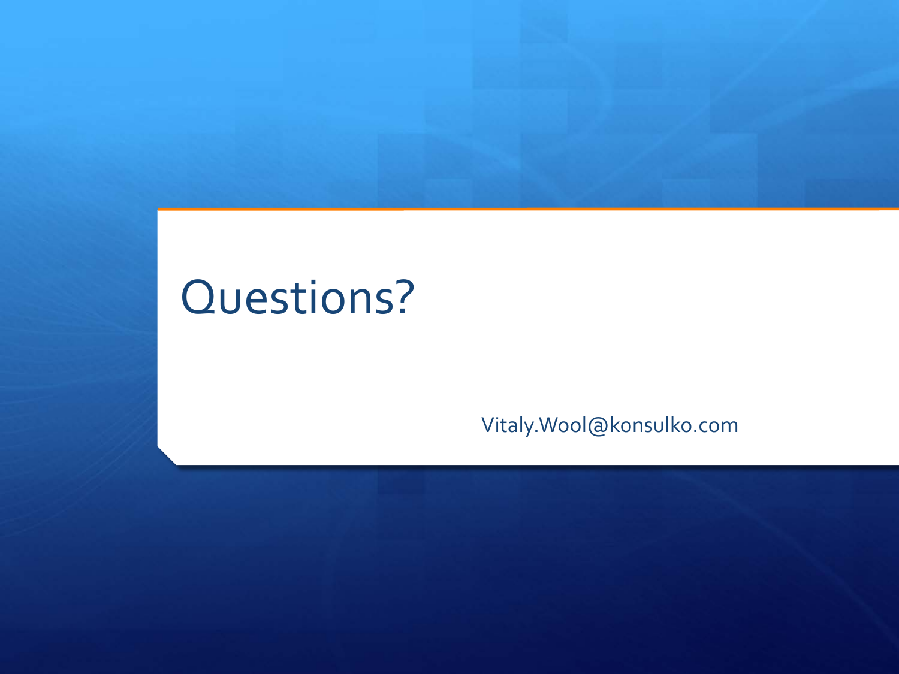# Questions?

Vitaly.Wool@konsulko.com